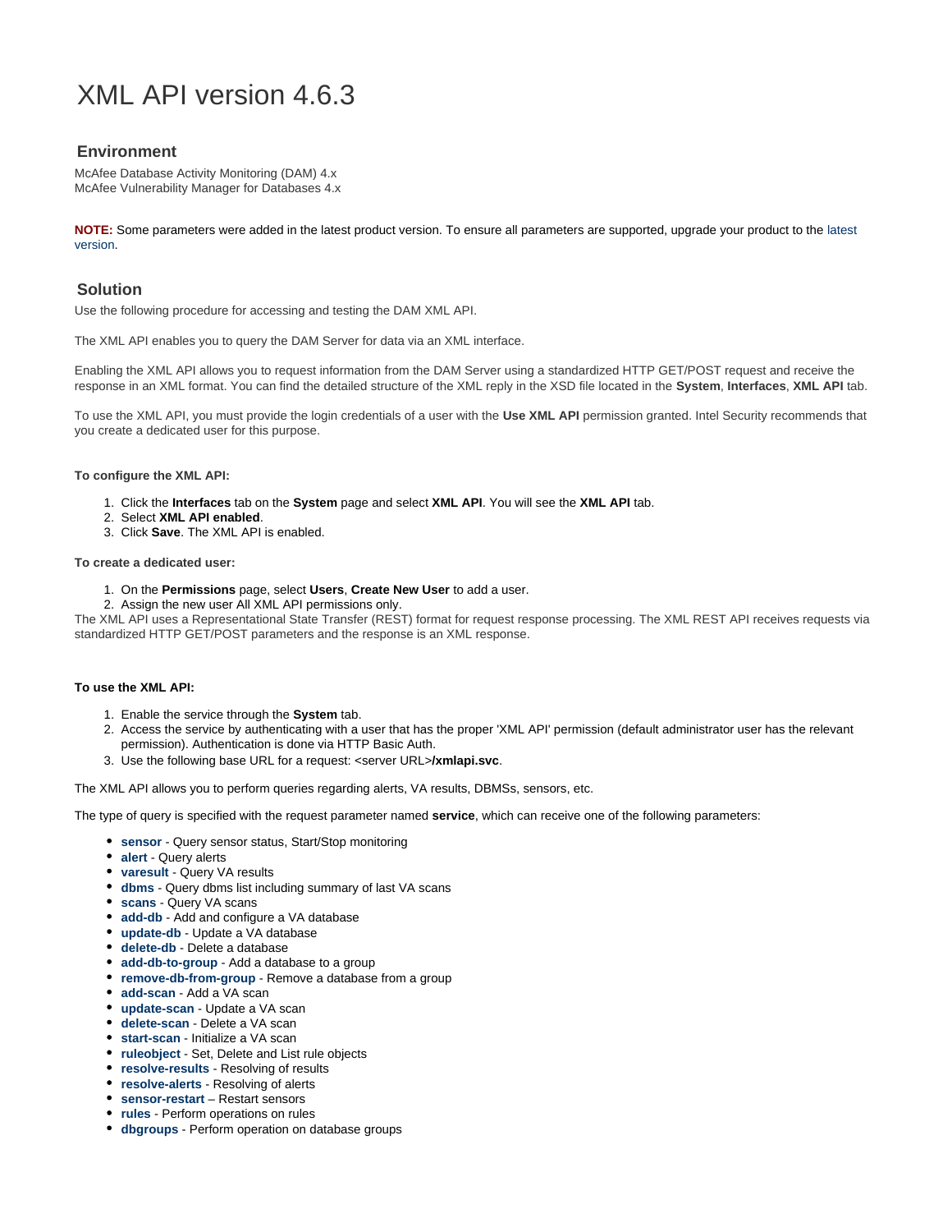# XML API version 4.6.3

## Environment

McAfee Database Activity Monitoring (DAM) 4.x
McAfee Vulnerability Manager for Databases 4.x

**NOTE:** Some parameters were added in the latest product version. To ensure all parameters are supported, upgrade your product to the latest version.

## Solution

Use the following procedure for accessing and testing the DAM XML API.

The XML API enables you to query the DAM Server for data via an XML interface.

Enabling the XML API allows you to request information from the DAM Server using a standardized HTTP GET/POST request and receive the response in an XML format. You can find the detailed structure of the XML reply in the XSD file located in the **System**, **Interfaces**, **XML API** tab.

To use the XML API, you must provide the login credentials of a user with the **Use XML API** permission granted. Intel Security recommends that you create a dedicated user for this purpose.

**To configure the XML API:**

1. Click the **Interfaces** tab on the **System** page and select **XML API**. You will see the **XML API** tab.
2. Select **XML API enabled**.
3. Click **Save**. The XML API is enabled.

**To create a dedicated user:**

1. On the **Permissions** page, select **Users**, **Create New User** to add a user.
2. Assign the new user All XML API permissions only.

The XML API uses a Representational State Transfer (REST) format for request response processing. The XML REST API receives requests via standardized HTTP GET/POST parameters and the response is an XML response.

**To use the XML API:**

1. Enable the service through the **System** tab.
2. Access the service by authenticating with a user that has the proper 'XML API' permission (default administrator user has the relevant permission). Authentication is done via HTTP Basic Auth.
3. Use the following base URL for a request: <server URL>**/xmlapi.svc**.

The XML API allows you to perform queries regarding alerts, VA results, DBMSs, sensors, etc.

The type of query is specified with the request parameter named **service**, which can receive one of the following parameters:

- **sensor** - Query sensor status, Start/Stop monitoring
- **alert** - Query alerts
- **varesult** - Query VA results
- **dbms** - Query dbms list including summary of last VA scans
- **scans** - Query VA scans
- **add-db** - Add and configure a VA database
- **update-db** - Update a VA database
- **delete-db** - Delete a database
- **add-db-to-group** - Add a database to a group
- **remove-db-from-group** - Remove a database from a group
- **add-scan** - Add a VA scan
- **update-scan** - Update a VA scan
- **delete-scan** - Delete a VA scan
- **start-scan** - Initialize a VA scan
- **ruleobject** - Set, Delete and List rule objects
- **resolve-results** - Resolving of results
- **resolve-alerts** - Resolving of alerts
- **sensor-restart** – Restart sensors
- **rules** - Perform operations on rules
- **dbgroups** - Perform operation on database groups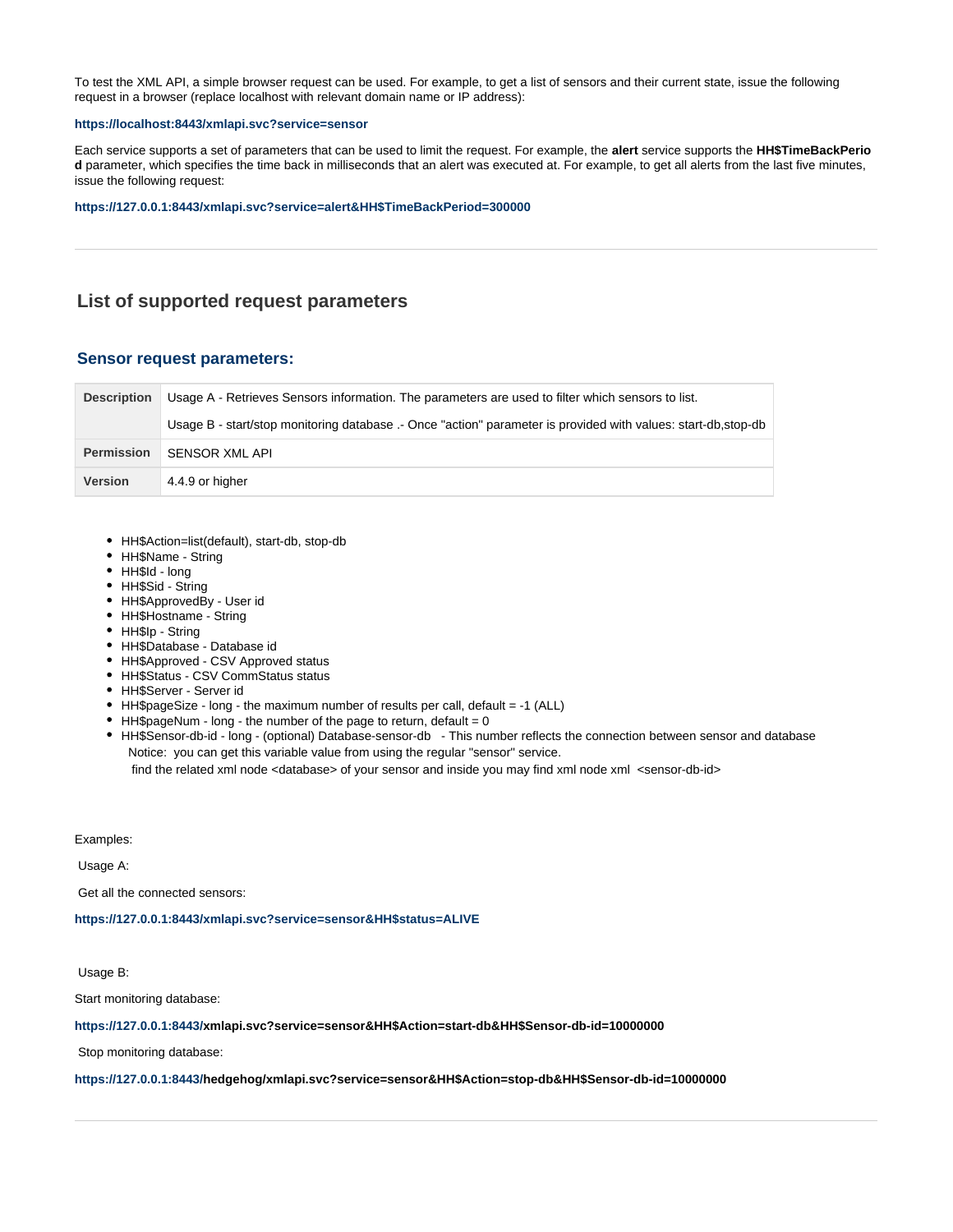To test the XML API, a simple browser request can be used. For example, to get a list of sensors and their current state, issue the following request in a browser (replace localhost with relevant domain name or IP address):

**https://localhost:8443/xmlapi.svc?service=sensor**

Each service supports a set of parameters that can be used to limit the request. For example, the **alert** service supports the **HH$TimeBackPeriod** parameter, which specifies the time back in milliseconds that an alert was executed at. For example, to get all alerts from the last five minutes, issue the following request:

**https://127.0.0.1:8443/xmlapi.svc?service=alert&HH$TimeBackPeriod=300000**

---

## List of supported request parameters

### Sensor request parameters:

| | |
|---|---|
| **Description** | Usage A - Retrieves Sensors information. The parameters are used to filter which sensors to list.<br><br>Usage B - start/stop monitoring database .- Once "action" parameter is provided with values: start-db,stop-db |
| **Permission** | SENSOR XML API |
| **Version** | 4.4.9 or higher |

- HH$Action=list(default), start-db, stop-db
- HH$Name - String
- HH$Id - long
- HH$Sid - String
- HH$ApprovedBy - User id
- HH$Hostname - String
- HH$Ip - String
- HH$Database - Database id
- HH$Approved - CSV Approved status
- HH$Status - CSV CommStatus status
- HH$Server - Server id
- HH$pageSize - long - the maximum number of results per call, default = -1 (ALL)
- HH$pageNum - long - the number of the page to return, default = 0
- HH$Sensor-db-id - long - (optional) Database-sensor-db - This number reflects the connection between sensor and database
  Notice: you can get this variable value from using the regular "sensor" service.
  find the related xml node <database> of your sensor and inside you may find xml node xml <sensor-db-id>

Examples:

Usage A:

Get all the connected sensors:

**https://127.0.0.1:8443/xmlapi.svc?service=sensor&HH$status=ALIVE**

Usage B:

Start monitoring database:

**https://127.0.0.1:8443/xmlapi.svc?service=sensor&HH$Action=start-db&HH$Sensor-db-id=10000000**

Stop monitoring database:

**https://127.0.0.1:8443/hedgehog/xmlapi.svc?service=sensor&HH$Action=stop-db&HH$Sensor-db-id=10000000**

---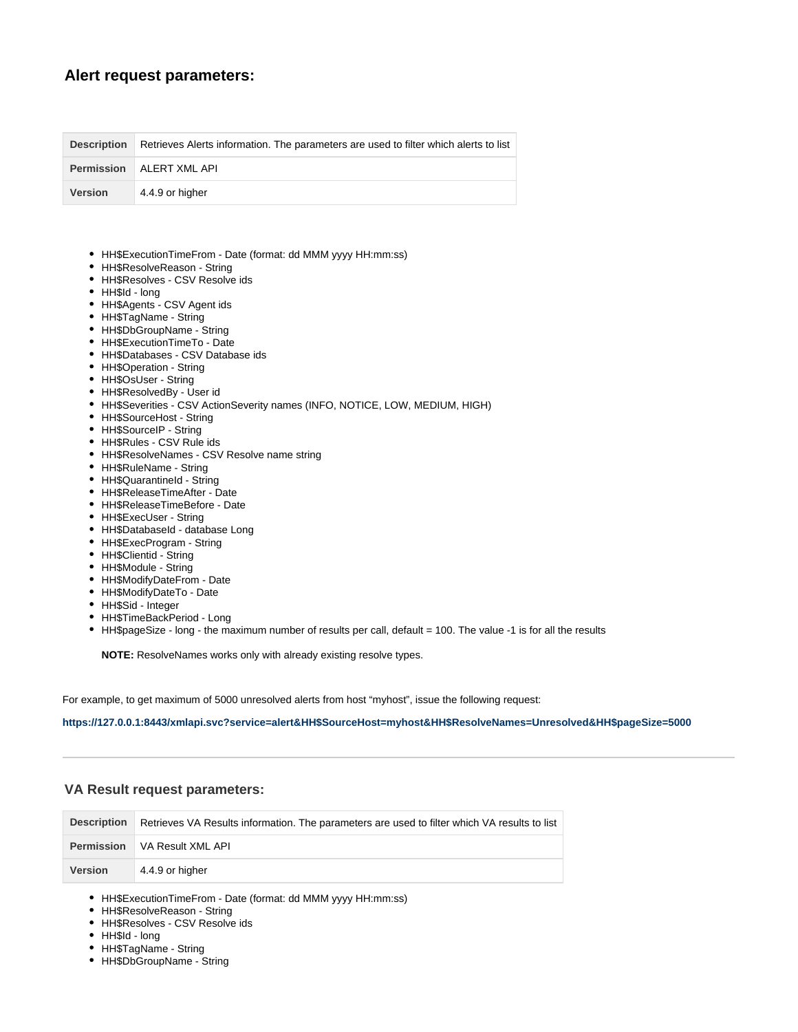## Alert request parameters:

| Description | Retrieves Alerts information. The parameters are used to filter which alerts to list |
|---|---|
| Permission | ALERT XML API |
| Version | 4.4.9 or higher |

- HH$ExecutionTimeFrom - Date (format: dd MMM yyyy HH:mm:ss)
- HH$ResolveReason - String
- HH$Resolves - CSV Resolve ids
- HH$Id - long
- HH$Agents - CSV Agent ids
- HH$TagName - String
- HH$DbGroupName - String
- HH$ExecutionTimeTo - Date
- HH$Databases - CSV Database ids
- HH$Operation - String
- HH$OsUser - String
- HH$ResolvedBy - User id
- HH$Severities - CSV ActionSeverity names (INFO, NOTICE, LOW, MEDIUM, HIGH)
- HH$SourceHost - String
- HH$SourceIP - String
- HH$Rules - CSV Rule ids
- HH$ResolveNames - CSV Resolve name string
- HH$RuleName - String
- HH$QuarantineId - String
- HH$ReleaseTimeAfter - Date
- HH$ReleaseTimeBefore - Date
- HH$ExecUser - String
- HH$DatabaseId - database Long
- HH$ExecProgram - String
- HH$Clientid - String
- HH$Module - String
- HH$ModifyDateFrom - Date
- HH$ModifyDateTo - Date
- HH$Sid - Integer
- HH$TimeBackPeriod - Long
- HH$pageSize - long - the maximum number of results per call, default = 100. The value -1 is for all the results

  **NOTE:** ResolveNames works only with already existing resolve types.

For example, to get maximum of 5000 unresolved alerts from host "myhost", issue the following request:

**https://127.0.0.1:8443/xmlapi.svc?service=alert&HH$SourceHost=myhost&HH$ResolveNames=Unresolved&HH$pageSize=5000**

---

## VA Result request parameters:

| Description | Retrieves VA Results information. The parameters are used to filter which VA results to list |
|---|---|
| Permission | VA Result XML API |
| Version | 4.4.9 or higher |

- HH$ExecutionTimeFrom - Date (format: dd MMM yyyy HH:mm:ss)
- HH$ResolveReason - String
- HH$Resolves - CSV Resolve ids
- HH$Id - long
- HH$TagName - String
- HH$DbGroupName - String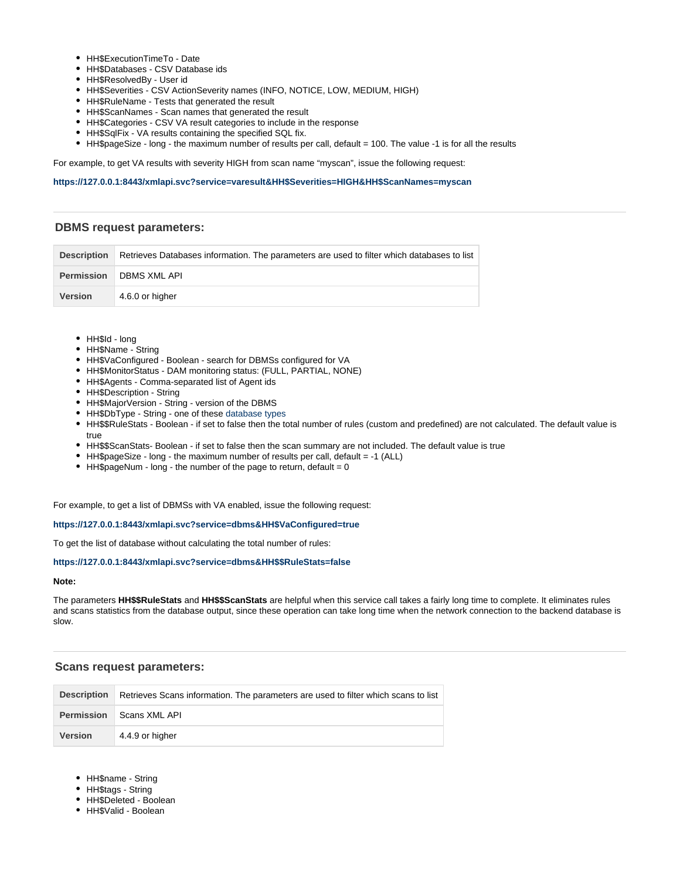- HH$ExecutionTimeTo - Date
- HH$Databases - CSV Database ids
- HH$ResolvedBy - User id
- HH$Severities - CSV ActionSeverity names (INFO, NOTICE, LOW, MEDIUM, HIGH)
- HH$RuleName - Tests that generated the result
- HH$ScanNames - Scan names that generated the result
- HH$Categories - CSV VA result categories to include in the response
- HH$SqlFix - VA results containing the specified SQL fix.
- HH$pageSize - long - the maximum number of results per call, default = 100. The value -1 is for all the results

For example, to get VA results with severity HIGH from scan name "myscan", issue the following request:

**https://127.0.0.1:8443/xmlapi.svc?service=varesult&HH$Severities=HIGH&HH$ScanNames=myscan**

---

## DBMS request parameters:

| | |
|---|---|
| **Description** | Retrieves Databases information. The parameters are used to filter which databases to list |
| **Permission** | DBMS XML API |
| **Version** | 4.6.0 or higher |

- HH$Id - long
- HH$Name - String
- HH$VaConfigured - Boolean - search for DBMSs configured for VA
- HH$MonitorStatus - DAM monitoring status: (FULL, PARTIAL, NONE)
- HH$Agents - Comma-separated list of Agent ids
- HH$Description - String
- HH$MajorVersion - String - version of the DBMS
- HH$DbType - String - one of these database types
- HH$$RuleStats - Boolean - if set to false then the total number of rules (custom and predefined) are not calculated. The default value is true
- HH$$ScanStats- Boolean - if set to false then the scan summary are not included. The default value is true
- HH$pageSize - long - the maximum number of results per call, default = -1 (ALL)
- HH$pageNum - long - the number of the page to return, default = 0

For example, to get a list of DBMSs with VA enabled, issue the following request:

**https://127.0.0.1:8443/xmlapi.svc?service=dbms&HH$VaConfigured=true**

To get the list of database without calculating the total number of rules:

**https://127.0.0.1:8443/xmlapi.svc?service=dbms&HH$$RuleStats=false**

**Note:**

The parameters **HH$$RuleStats** and **HH$$ScanStats** are helpful when this service call takes a fairly long time to complete. It eliminates rules and scans statistics from the database output, since these operation can take long time when the network connection to the backend database is slow.

---

## Scans request parameters:

| | |
|---|---|
| **Description** | Retrieves Scans information. The parameters are used to filter which scans to list |
| **Permission** | Scans XML API |
| **Version** | 4.4.9 or higher |

- HH$name - String
- HH$tags - String
- HH$Deleted - Boolean
- HH$Valid - Boolean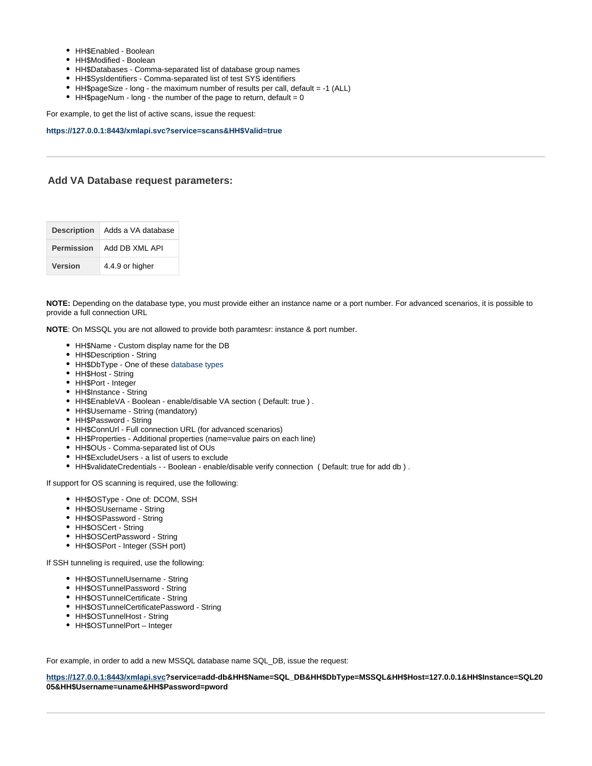- HH$Enabled - Boolean
- HH$Modified - Boolean
- HH$Databases - Comma-separated list of database group names
- HH$SysIdentifiers - Comma-separated list of test SYS identifiers
- HH$pageSize - long - the maximum number of results per call, default = -1 (ALL)
- HH$pageNum - long - the number of the page to return, default = 0

For example, to get the list of active scans, issue the request:

**https://127.0.0.1:8443/xmlapi.svc?service=scans&HH$Valid=true**

---

### Add VA Database request parameters:

| **Description** | Adds a VA database |
|---|---|
| **Permission** | Add DB XML API |
| **Version** | 4.4.9 or higher |

**NOTE:** Depending on the database type, you must provide either an instance name or a port number. For advanced scenarios, it is possible to provide a full connection URL

**NOTE**: On MSSQL you are not allowed to provide both paramtesr: instance & port number.

- HH$Name - Custom display name for the DB
- HH$Description - String
- HH$DbType - One of these database types
- HH$Host - String
- HH$Port - Integer
- HH$Instance - String
- HH$EnableVA - Boolean - enable/disable VA section ( Default: true ) .
- HH$Username - String (mandatory)
- HH$Password - String
- HH$ConnUrl - Full connection URL (for advanced scenarios)
- HH$Properties - Additional properties (name=value pairs on each line)
- HH$OUs - Comma-separated list of OUs
- HH$ExcludeUsers - a list of users to exclude
- HH$validateCredentials - - Boolean - enable/disable verify connection ( Default: true for add db ) .

If support for OS scanning is required, use the following:

- HH$OSType - One of: DCOM, SSH
- HH$OSUsername - String
- HH$OSPassword - String
- HH$OSCert - String
- HH$OSCertPassword - String
- HH$OSPort - Integer (SSH port)

If SSH tunneling is required, use the following:

- HH$OSTunnelUsername - String
- HH$OSTunnelPassword - String
- HH$OSTunnelCertificate - String
- HH$OSTunnelCertificatePassword - String
- HH$OSTunnelHost - String
- HH$OSTunnelPort – Integer

For example, in order to add a new MSSQL database name SQL_DB, issue the request:

**https://127.0.0.1:8443/xmlapi.svc?service=add-db&HH$Name=SQL_DB&HH$DbType=MSSQL&HH$Host=127.0.0.1&HH$Instance=SQL2005&HH$Username=uname&HH$Password=pword**

---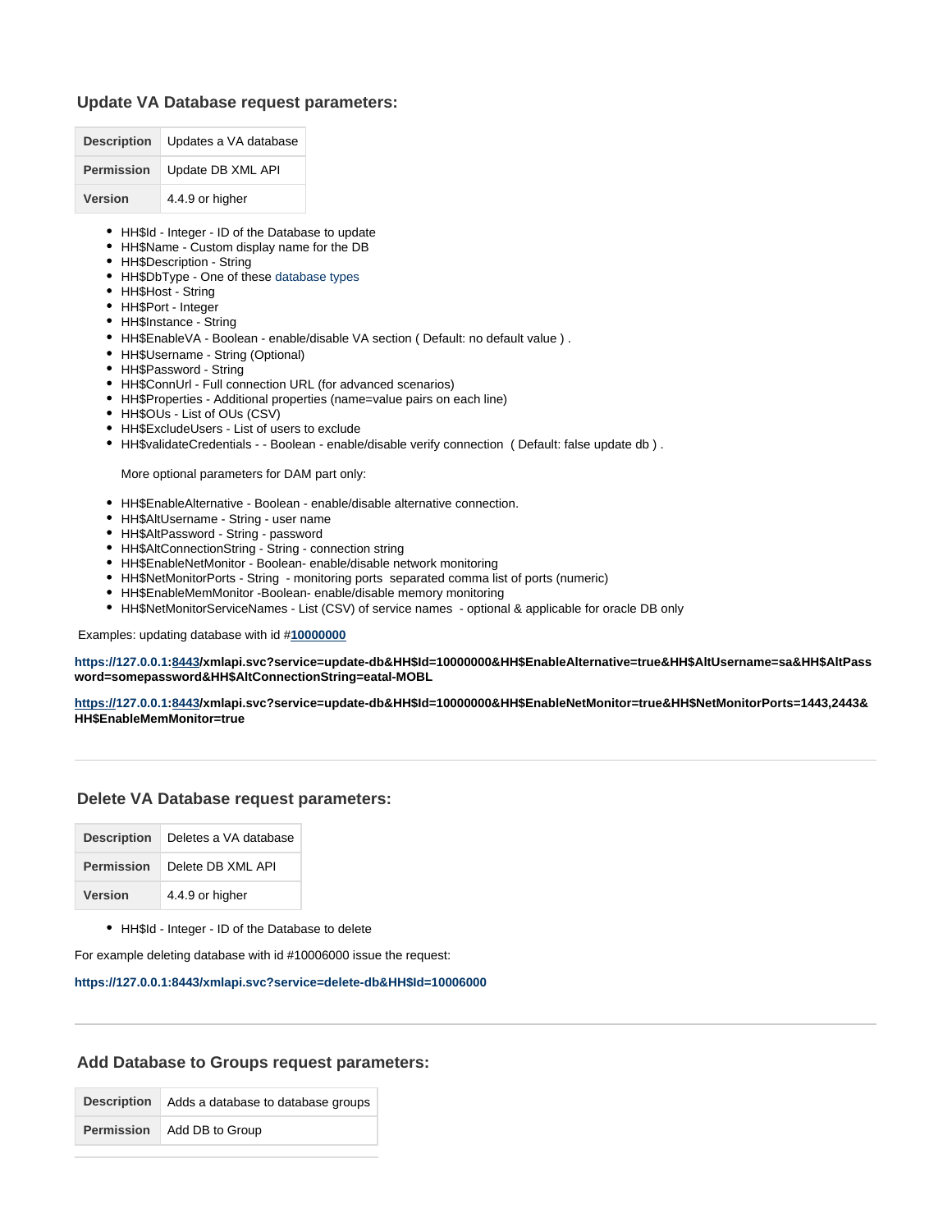### Update VA Database request parameters:

| Description | Updates a VA database |
|---|---|
| Permission | Update DB XML API |
| Version | 4.4.9 or higher |

- HH$Id - Integer - ID of the Database to update
- HH$Name - Custom display name for the DB
- HH$Description - String
- HH$DbType - One of these database types
- HH$Host - String
- HH$Port - Integer
- HH$Instance - String
- HH$EnableVA - Boolean - enable/disable VA section ( Default: no default value ) .
- HH$Username - String (Optional)
- HH$Password - String
- HH$ConnUrl - Full connection URL (for advanced scenarios)
- HH$Properties - Additional properties (name=value pairs on each line)
- HH$OUs - List of OUs (CSV)
- HH$ExcludeUsers - List of users to exclude
- HH$validateCredentials - - Boolean - enable/disable verify connection ( Default: false update db ) .

  More optional parameters for DAM part only:

- HH$EnableAlternative - Boolean - enable/disable alternative connection.
- HH$AltUsername - String - user name
- HH$AltPassword - String - password
- HH$AltConnectionString - String - connection string
- HH$EnableNetMonitor - Boolean- enable/disable network monitoring
- HH$NetMonitorPorts - String - monitoring ports separated comma list of ports (numeric)
- HH$EnableMemMonitor -Boolean- enable/disable memory monitoring
- HH$NetMonitorServiceNames - List (CSV) of service names - optional & applicable for oracle DB only

Examples: updating database with id #**10000000**

**https://127.0.0.1:8443/xmlapi.svc?service=update-db&HH$Id=10000000&HH$EnableAlternative=true&HH$AltUsername=sa&HH$AltPassword=somepassword&HH$AltConnectionString=eatal-MOBL**

**https://127.0.0.1:8443/xmlapi.svc?service=update-db&HH$Id=10000000&HH$EnableNetMonitor=true&HH$NetMonitorPorts=1443,2443&HH$EnableMemMonitor=true**

---

### Delete VA Database request parameters:

| Description | Deletes a VA database |
|---|---|
| Permission | Delete DB XML API |
| Version | 4.4.9 or higher |

- HH$Id - Integer - ID of the Database to delete

For example deleting database with id #10006000 issue the request:

**https://127.0.0.1:8443/xmlapi.svc?service=delete-db&HH$Id=10006000**

---

### Add Database to Groups request parameters:

| Description | Adds a database to database groups |
|---|---|
| Permission | Add DB to Group |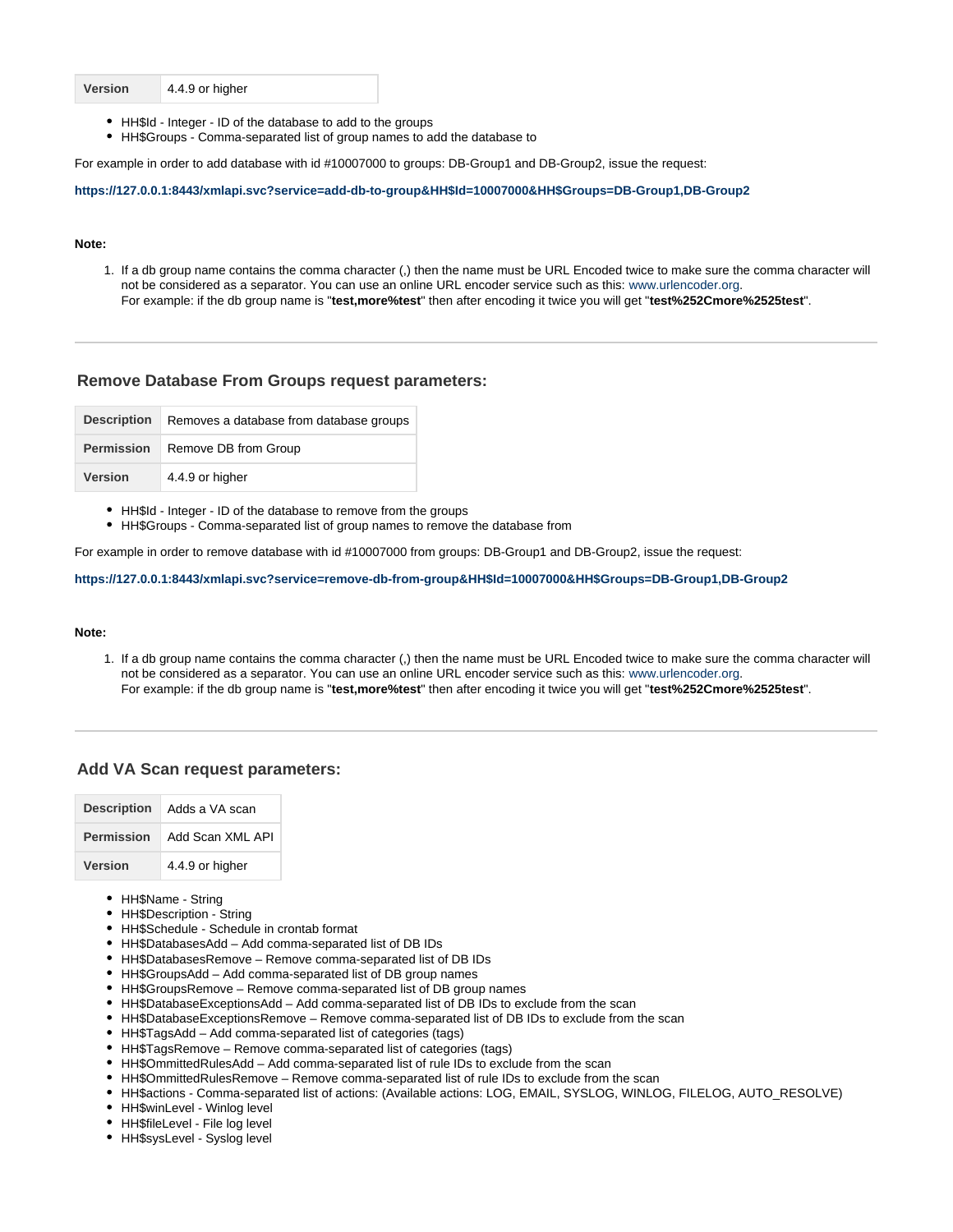| Version | 4.4.9 or higher |
|---|---|

- HH$Id - Integer - ID of the database to add to the groups
- HH$Groups - Comma-separated list of group names to add the database to

For example in order to add database with id #10007000 to groups: DB-Group1 and DB-Group2, issue the request:

**https://127.0.0.1:8443/xmlapi.svc?service=add-db-to-group&HH$Id=10007000&HH$Groups=DB-Group1,DB-Group2**

**Note:**

1. If a db group name contains the comma character (,) then the name must be URL Encoded twice to make sure the comma character will not be considered as a separator. You can use an online URL encoder service such as this: www.urlencoder.org.
   For example: if the db group name is "**test,more%test**" then after encoding it twice you will get "**test%252Cmore%2525test**".

---

### Remove Database From Groups request parameters:

| Description | Removes a database from database groups |
|---|---|
| Permission | Remove DB from Group |
| Version | 4.4.9 or higher |

- HH$Id - Integer - ID of the database to remove from the groups
- HH$Groups - Comma-separated list of group names to remove the database from

For example in order to remove database with id #10007000 from groups: DB-Group1 and DB-Group2, issue the request:

**https://127.0.0.1:8443/xmlapi.svc?service=remove-db-from-group&HH$Id=10007000&HH$Groups=DB-Group1,DB-Group2**

**Note:**

1. If a db group name contains the comma character (,) then the name must be URL Encoded twice to make sure the comma character will not be considered as a separator. You can use an online URL encoder service such as this: www.urlencoder.org.
   For example: if the db group name is "**test,more%test**" then after encoding it twice you will get "**test%252Cmore%2525test**".

---

### Add VA Scan request parameters:

| Description | Adds a VA scan |
|---|---|
| Permission | Add Scan XML API |
| Version | 4.4.9 or higher |

- HH$Name - String
- HH$Description - String
- HH$Schedule - Schedule in crontab format
- HH$DatabasesAdd – Add comma-separated list of DB IDs
- HH$DatabasesRemove – Remove comma-separated list of DB IDs
- HH$GroupsAdd – Add comma-separated list of DB group names
- HH$GroupsRemove – Remove comma-separated list of DB group names
- HH$DatabaseExceptionsAdd – Add comma-separated list of DB IDs to exclude from the scan
- HH$DatabaseExceptionsRemove – Remove comma-separated list of DB IDs to exclude from the scan
- HH$TagsAdd – Add comma-separated list of categories (tags)
- HH$TagsRemove – Remove comma-separated list of categories (tags)
- HH$OmmittedRulesAdd – Add comma-separated list of rule IDs to exclude from the scan
- HH$OmmittedRulesRemove – Remove comma-separated list of rule IDs to exclude from the scan
- HH$actions - Comma-separated list of actions: (Available actions: LOG, EMAIL, SYSLOG, WINLOG, FILELOG, AUTO_RESOLVE)
- HH$winLevel - Winlog level
- HH$fileLevel - File log level
- HH$sysLevel - Syslog level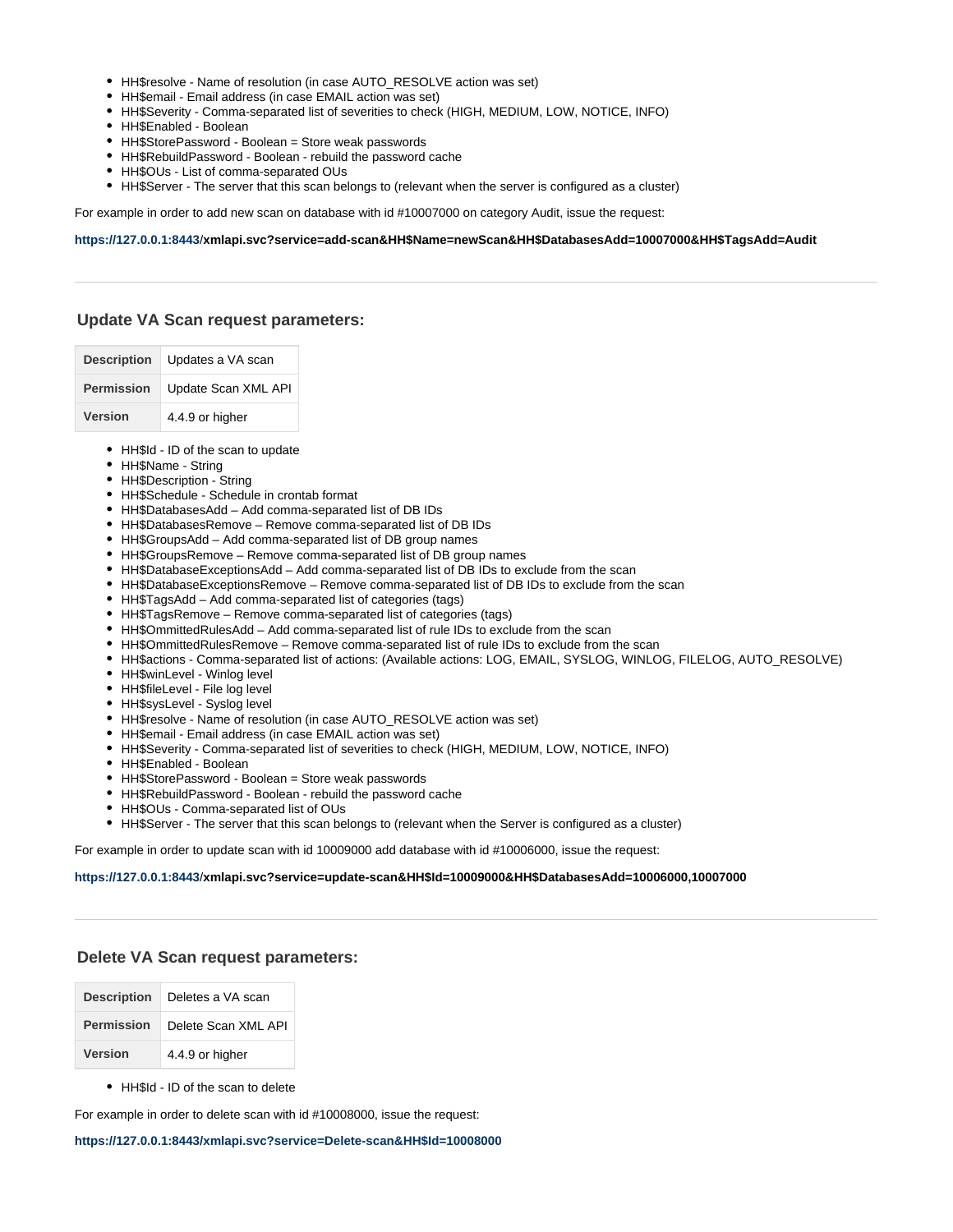- HH$resolve - Name of resolution (in case AUTO_RESOLVE action was set)
- HH$email - Email address (in case EMAIL action was set)
- HH$Severity - Comma-separated list of severities to check (HIGH, MEDIUM, LOW, NOTICE, INFO)
- HH$Enabled - Boolean
- HH$StorePassword - Boolean = Store weak passwords
- HH$RebuildPassword - Boolean - rebuild the password cache
- HH$OUs - List of comma-separated OUs
- HH$Server - The server that this scan belongs to (relevant when the server is configured as a cluster)

For example in order to add new scan on database with id #10007000 on category Audit, issue the request:

**https://127.0.0.1:8443/xmlapi.svc?service=add-scan&HH$Name=newScan&HH$DatabasesAdd=10007000&HH$TagsAdd=Audit**

---

## Update VA Scan request parameters:

| **Description** | Updates a VA scan |
|---|---|
| **Permission** | Update Scan XML API |
| **Version** | 4.4.9 or higher |

- HH$Id - ID of the scan to update
- HH$Name - String
- HH$Description - String
- HH$Schedule - Schedule in crontab format
- HH$DatabasesAdd – Add comma-separated list of DB IDs
- HH$DatabasesRemove – Remove comma-separated list of DB IDs
- HH$GroupsAdd – Add comma-separated list of DB group names
- HH$GroupsRemove – Remove comma-separated list of DB group names
- HH$DatabaseExceptionsAdd – Add comma-separated list of DB IDs to exclude from the scan
- HH$DatabaseExceptionsRemove – Remove comma-separated list of DB IDs to exclude from the scan
- HH$TagsAdd – Add comma-separated list of categories (tags)
- HH$TagsRemove – Remove comma-separated list of categories (tags)
- HH$OmmittedRulesAdd – Add comma-separated list of rule IDs to exclude from the scan
- HH$OmmittedRulesRemove – Remove comma-separated list of rule IDs to exclude from the scan
- HH$actions - Comma-separated list of actions: (Available actions: LOG, EMAIL, SYSLOG, WINLOG, FILELOG, AUTO_RESOLVE)
- HH$winLevel - Winlog level
- HH$fileLevel - File log level
- HH$sysLevel - Syslog level
- HH$resolve - Name of resolution (in case AUTO_RESOLVE action was set)
- HH$email - Email address (in case EMAIL action was set)
- HH$Severity - Comma-separated list of severities to check (HIGH, MEDIUM, LOW, NOTICE, INFO)
- HH$Enabled - Boolean
- HH$StorePassword - Boolean - Store weak passwords
- HH$RebuildPassword - Boolean - rebuild the password cache
- HH$OUs - Comma-separated list of OUs
- HH$Server - The server that this scan belongs to (relevant when the Server is configured as a cluster)

For example in order to update scan with id 10009000 add database with id #10006000, issue the request:

**https://127.0.0.1:8443/xmlapi.svc?service=update-scan&HH$Id=10009000&HH$DatabasesAdd=10006000,10007000**

---

## Delete VA Scan request parameters:

| **Description** | Deletes a VA scan |
|---|---|
| **Permission** | Delete Scan XML API |
| **Version** | 4.4.9 or higher |

- HH$Id - ID of the scan to delete

For example in order to delete scan with id #10008000, issue the request:

**https://127.0.0.1:8443/xmlapi.svc?service=Delete-scan&HH$Id=10008000**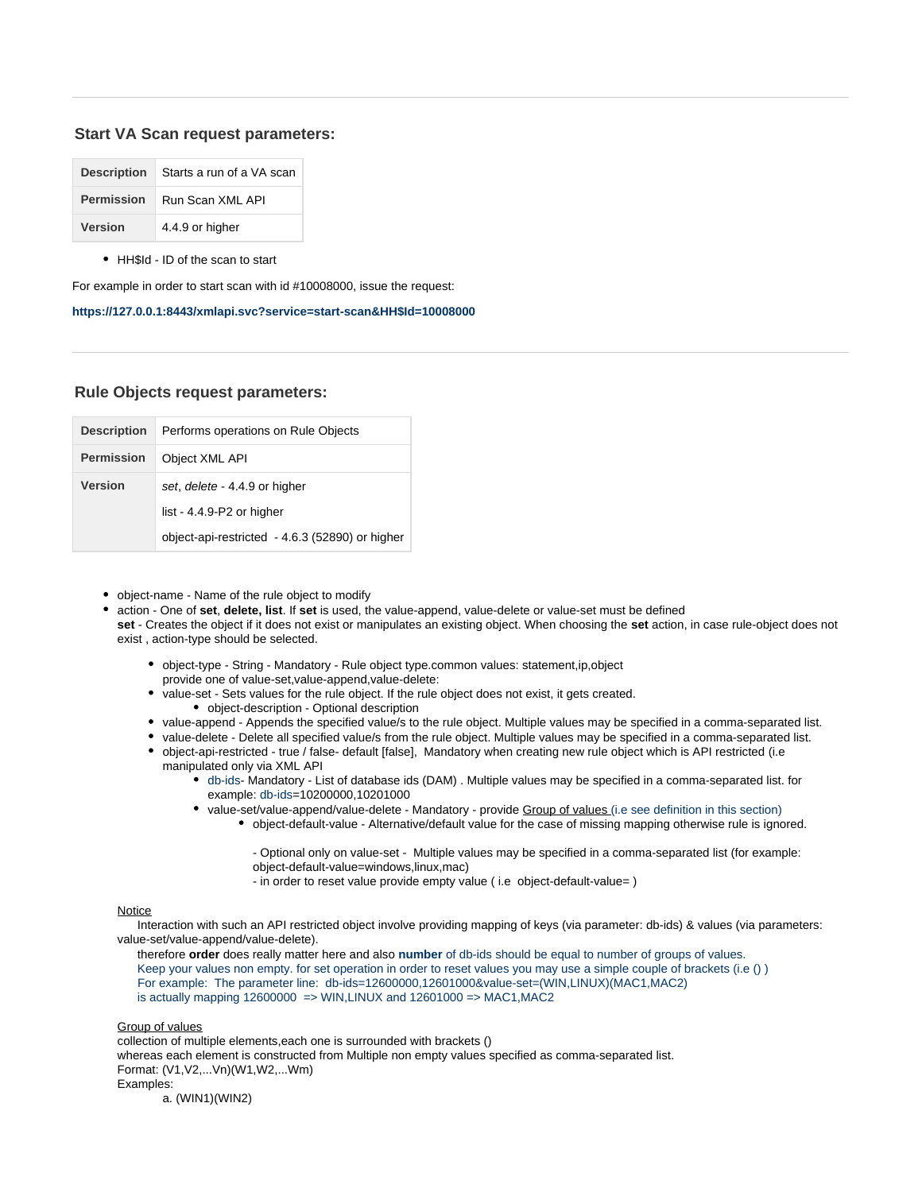## Start VA Scan request parameters:

| | |
|---|---|
| **Description** | Starts a run of a VA scan |
| **Permission** | Run Scan XML API |
| **Version** | 4.4.9 or higher |

- HH$Id - ID of the scan to start

For example in order to start scan with id #10008000, issue the request:

**https://127.0.0.1:8443/xmlapi.svc?service=start-scan&HH$Id=10008000**

---

## Rule Objects request parameters:

| | |
|---|---|
| **Description** | Performs operations on Rule Objects |
| **Permission** | Object XML API |
| **Version** | *set*, *delete* - 4.4.9 or higher<br>list - 4.4.9-P2 or higher<br>object-api-restricted - 4.6.3 (52890) or higher |

- object-name - Name of the rule object to modify
- action - One of **set**, **delete, list**. If **set** is used, the value-append, value-delete or value-set must be defined
  **set** - Creates the object if it does not exist or manipulates an existing object. When choosing the **set** action, in case rule-object does not exist , action-type should be selected.
  - object-type - String - Mandatory - Rule object type.common values: statement,ip,object
    provide one of value-set,value-append,value-delete:
  - value-set - Sets values for the rule object. If the rule object does not exist, it gets created.
    - object-description - Optional description
  - value-append - Appends the specified value/s to the rule object. Multiple values may be specified in a comma-separated list.
  - value-delete - Delete all specified value/s from the rule object. Multiple values may be specified in a comma-separated list.
  - object-api-restricted - true / false- default [false], Mandatory when creating new rule object which is API restricted (i.e manipulated only via XML API
    - db-ids- Mandatory - List of database ids (DAM) . Multiple values may be specified in a comma-separated list. for example: db-ids=10200000,10201000
    - value-set/value-append/value-delete - Mandatory - provide Group of values (i.e see definition in this section)
      - object-default-value - Alternative/default value for the case of missing mapping otherwise rule is ignored.

        - Optional only on value-set - Multiple values may be specified in a comma-separated list (for example: object-default-value=windows,linux,mac)
        - in order to reset value provide empty value ( i.e object-default-value= )

  Notice
  Interaction with such an API restricted object involve providing mapping of keys (via parameter: db-ids) & values (via parameters: value-set/value-append/value-delete).
  therefore **order** does really matter here and also **number** of db-ids should be equal to number of groups of values.
  Keep your values non empty. for set operation in order to reset values you may use a simple couple of brackets (i.e () )
  For example: The parameter line: db-ids=12600000,12601000&value-set=(WIN,LINUX)(MAC1,MAC2)
  is actually mapping 12600000 => WIN,LINUX and 12601000 => MAC1,MAC2

  Group of values
  collection of multiple elements,each one is surrounded with brackets ()
  whereas each element is constructed from Multiple non empty values specified as comma-separated list.
  Format: (V1,V2,...Vn)(W1,W2,...Wm)
  Examples:
  a. (WIN1)(WIN2)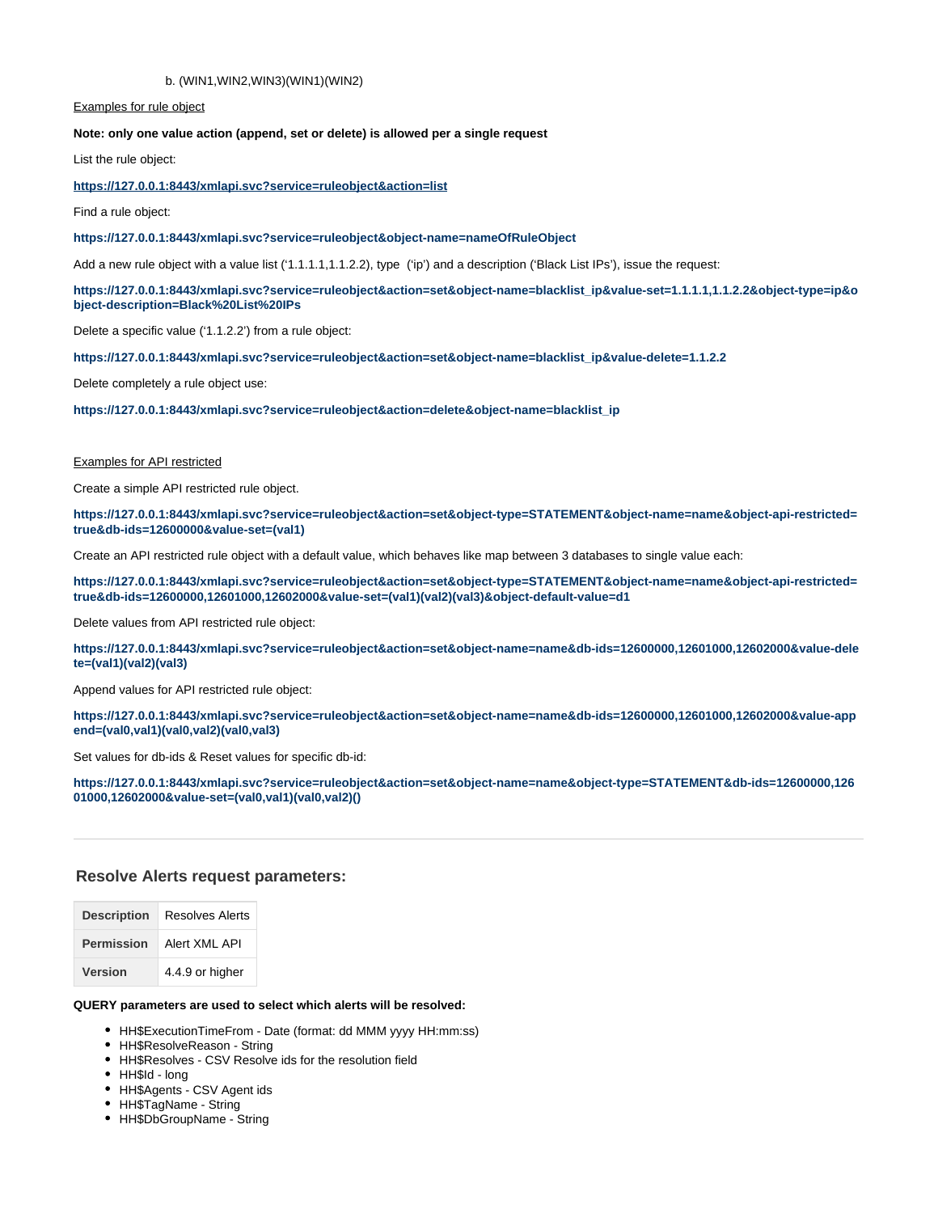b. (WIN1,WIN2,WIN3)(WIN1)(WIN2)

Examples for rule object

**Note: only one value action (append, set or delete) is allowed per a single request**

List the rule object:

**https://127.0.0.1:8443/xmlapi.svc?service=ruleobject&action=list**

Find a rule object:

**https://127.0.0.1:8443/xmlapi.svc?service=ruleobject&object-name=nameOfRuleObject**

Add a new rule object with a value list ('1.1.1.1,1.1.2.2), type ('ip') and a description ('Black List IPs'), issue the request:

**https://127.0.0.1:8443/xmlapi.svc?service=ruleobject&action=set&object-name=blacklist_ip&value-set=1.1.1.1,1.1.2.2&object-type=ip&object-description=Black%20List%20IPs**

Delete a specific value ('1.1.2.2') from a rule object:

**https://127.0.0.1:8443/xmlapi.svc?service=ruleobject&action=set&object-name=blacklist_ip&value-delete=1.1.2.2**

Delete completely a rule object use:

**https://127.0.0.1:8443/xmlapi.svc?service=ruleobject&action=delete&object-name=blacklist_ip**

Examples for API restricted

Create a simple API restricted rule object.

**https://127.0.0.1:8443/xmlapi.svc?service=ruleobject&action=set&object-type=STATEMENT&object-name=name&object-api-restricted=true&db-ids=12600000&value-set=(val1)**

Create an API restricted rule object with a default value, which behaves like map between 3 databases to single value each:

**https://127.0.0.1:8443/xmlapi.svc?service=ruleobject&action=set&object-type=STATEMENT&object-name=name&object-api-restricted=true&db-ids=12600000,12601000,12602000&value-set=(val1)(val2)(val3)&object-default-value=d1**

Delete values from API restricted rule object:

**https://127.0.0.1:8443/xmlapi.svc?service=ruleobject&action=set&object-name=name&db-ids=12600000,12601000,12602000&value-delete=(val1)(val2)(val3)**

Append values for API restricted rule object:

**https://127.0.0.1:8443/xmlapi.svc?service=ruleobject&action=set&object-name=name&db-ids=12600000,12601000,12602000&value-append=(val0,val1)(val0,val2)(val0,val3)**

Set values for db-ids & Reset values for specific db-id:

**https://127.0.0.1:8443/xmlapi.svc?service=ruleobject&action=set&object-name=name&object-type=STATEMENT&db-ids=12600000,12601000,12602000&value-set=(val0,val1)(val0,val2)()**

---

## Resolve Alerts request parameters:

| Description | Resolves Alerts |
|---|---|
| **Permission** | Alert XML API |
| **Version** | 4.4.9 or higher |

**QUERY parameters are used to select which alerts will be resolved:**

- HH$ExecutionTimeFrom - Date (format: dd MMM yyyy HH:mm:ss)
- HH$ResolveReason - String
- HH$Resolves - CSV Resolve ids for the resolution field
- HH$Id - long
- HH$Agents - CSV Agent ids
- HH$TagName - String
- HH$DbGroupName - String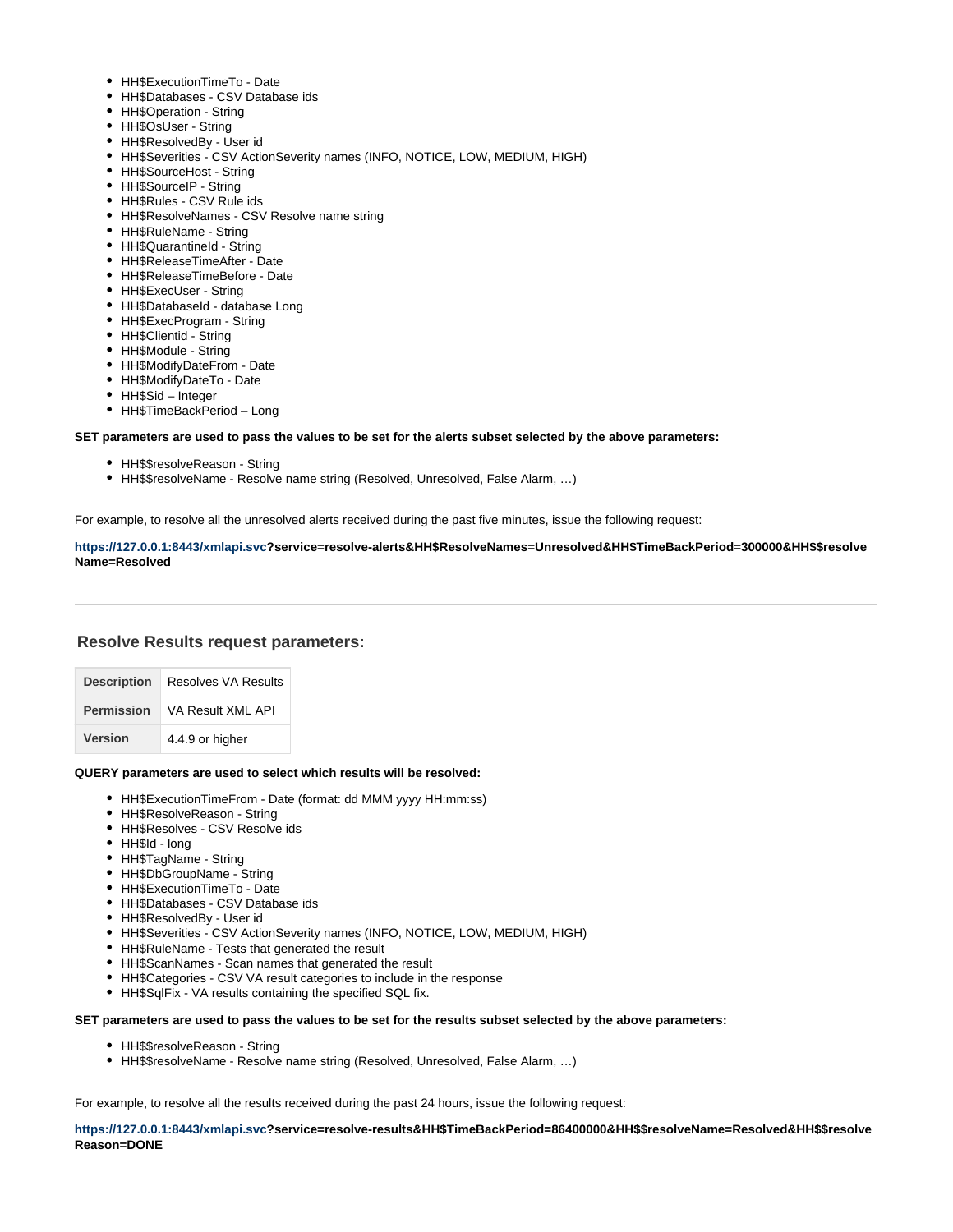- HH$ExecutionTimeTo - Date
- HH$Databases - CSV Database ids
- HH$Operation - String
- HH$OsUser - String
- HH$ResolvedBy - User id
- HH$Severities - CSV ActionSeverity names (INFO, NOTICE, LOW, MEDIUM, HIGH)
- HH$SourceHost - String
- HH$SourceIP - String
- HH$Rules - CSV Rule ids
- HH$ResolveNames - CSV Resolve name string
- HH$RuleName - String
- HH$QuarantineId - String
- HH$ReleaseTimeAfter - Date
- HH$ReleaseTimeBefore - Date
- HH$ExecUser - String
- HH$DatabaseId - database Long
- HH$ExecProgram - String
- HH$Clientid - String
- HH$Module - String
- HH$ModifyDateFrom - Date
- HH$ModifyDateTo - Date
- HH$Sid – Integer
- HH$TimeBackPeriod – Long

**SET parameters are used to pass the values to be set for the alerts subset selected by the above parameters:**

- HH$$resolveReason - String
- HH$$resolveName - Resolve name string (Resolved, Unresolved, False Alarm, …)

For example, to resolve all the unresolved alerts received during the past five minutes, issue the following request:

**https://127.0.0.1:8443/xmlapi.svc?service=resolve-alerts&HH$ResolveNames=Unresolved&HH$TimeBackPeriod=300000&HH$$resolveName=Resolved**

---

## Resolve Results request parameters:

| **Description** | Resolves VA Results |
|---|---|
| **Permission** | VA Result XML API |
| **Version** | 4.4.9 or higher |

**QUERY parameters are used to select which results will be resolved:**

- HH$ExecutionTimeFrom - Date (format: dd MMM yyyy HH:mm:ss)
- HH$ResolveReason - String
- HH$Resolves - CSV Resolve ids
- HH$Id - long
- HH$TagName - String
- HH$DbGroupName - String
- HH$ExecutionTimeTo - Date
- HH$Databases - CSV Database ids
- HH$ResolvedBy - User id
- HH$Severities - CSV ActionSeverity names (INFO, NOTICE, LOW, MEDIUM, HIGH)
- HH$RuleName - Tests that generated the result
- HH$ScanNames - Scan names that generated the result
- HH$Categories - CSV VA result categories to include in the response
- HH$SqlFix - VA results containing the specified SQL fix.

**SET parameters are used to pass the values to be set for the results subset selected by the above parameters:**

- HH$$resolveReason - String
- HH$$resolveName - Resolve name string (Resolved, Unresolved, False Alarm, …)

For example, to resolve all the results received during the past 24 hours, issue the following request:

**https://127.0.0.1:8443/xmlapi.svc?service=resolve-results&HH$TimeBackPeriod=86400000&HH$$resolveName=Resolved&HH$$resolveReason=DONE**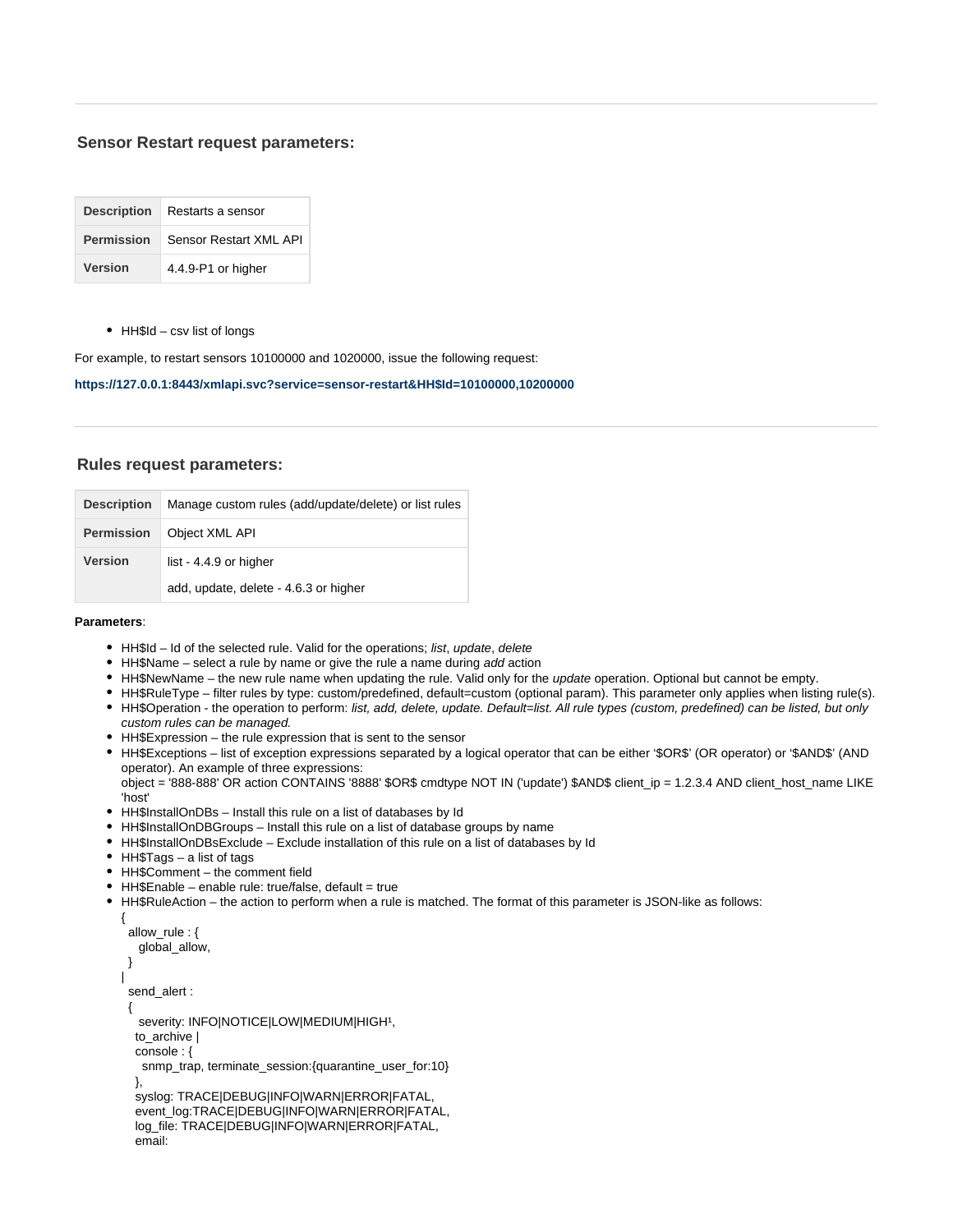---

### Sensor Restart request parameters:

| Description | Restarts a sensor |
|---|---|
| **Permission** | Sensor Restart XML API |
| **Version** | 4.4.9-P1 or higher |

- HH$Id – csv list of longs

For example, to restart sensors 10100000 and 1020000, issue the following request:

**https://127.0.0.1:8443/xmlapi.svc?service=sensor-restart&HH$Id=10100000,10200000**

---

### Rules request parameters:

| Description | Manage custom rules (add/update/delete) or list rules |
|---|---|
| **Permission** | Object XML API |
| **Version** | list - 4.4.9 or higher<br>add, update, delete - 4.6.3 or higher |

**Parameters**:

- HH$Id – Id of the selected rule. Valid for the operations; *list*, *update*, *delete*
- HH$Name – select a rule by name or give the rule a name during *add* action
- HH$NewName – the new rule name when updating the rule. Valid only for the *update* operation. Optional but cannot be empty.
- HH$RuleType – filter rules by type: custom/predefined, default=custom (optional param). This parameter only applies when listing rule(s).
- HH$Operation - the operation to perform: *list, add, delete, update. Default=list. All rule types (custom, predefined) can be listed, but only custom rules can be managed.*
- HH$Expression – the rule expression that is sent to the sensor
- HH$Exceptions – list of exception expressions separated by a logical operator that can be either '$OR$' (OR operator) or '$AND$' (AND operator). An example of three expressions:
  object = '888-888' OR action CONTAINS '8888' $OR$ cmdtype NOT IN ('update') $AND$ client_ip = 1.2.3.4 AND client_host_name LIKE 'host'
- HH$InstallOnDBs – Install this rule on a list of databases by Id
- HH$InstallOnDBGroups – Install this rule on a list of database groups by name
- HH$InstallOnDBsExclude – Exclude installation of this rule on a list of databases by Id
- HH$Tags – a list of tags
- HH$Comment – the comment field
- HH$Enable – enable rule: true/false, default = true
- HH$RuleAction – the action to perform when a rule is matched. The format of this parameter is JSON-like as follows:

```
{
  allow_rule : {
     global_allow,
  }
|
  send_alert :
  {
     severity: INFO|NOTICE|LOW|MEDIUM|HIGH¹,
    to_archive |
    console : {
      snmp_trap, terminate_session:{quarantine_user_for:10}
    },
    syslog: TRACE|DEBUG|INFO|WARN|ERROR|FATAL,
    event_log:TRACE|DEBUG|INFO|WARN|ERROR|FATAL,
    log_file: TRACE|DEBUG|INFO|WARN|ERROR|FATAL,
    email:
```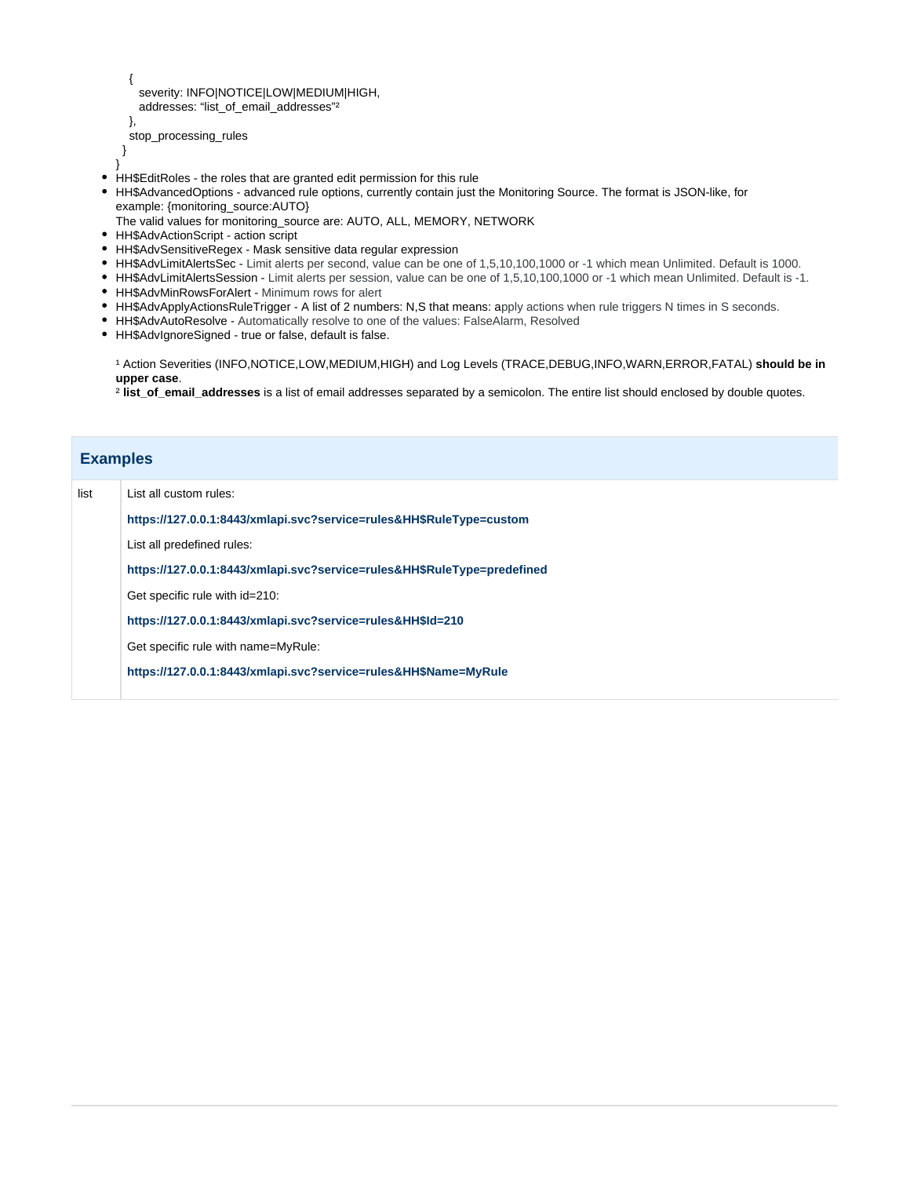```
      {
        severity: INFO|NOTICE|LOW|MEDIUM|HIGH,
        addresses: "list_of_email_addresses"²
      },
      stop_processing_rules
    }
  }
```

- HH$EditRoles - the roles that are granted edit permission for this rule
- HH$AdvancedOptions - advanced rule options, currently contain just the Monitoring Source. The format is JSON-like, for example: {monitoring_source:AUTO}
  The valid values for monitoring_source are: AUTO, ALL, MEMORY, NETWORK
- HH$AdvActionScript - action script
- HH$AdvSensitiveRegex - Mask sensitive data regular expression
- HH$AdvLimitAlertsSec - Limit alerts per second, value can be one of 1,5,10,100,1000 or -1 which mean Unlimited. Default is 1000.
- HH$AdvLimitAlertsSession - Limit alerts per session, value can be one of 1,5,10,100,1000 or -1 which mean Unlimited. Default is -1.
- HH$AdvMinRowsForAlert - Minimum rows for alert
- HH$AdvApplyActionsRuleTrigger - A list of 2 numbers: N,S that means: apply actions when rule triggers N times in S seconds.
- HH$AdvAutoResolve - Automatically resolve to one of the values: FalseAlarm, Resolved
- HH$AdvIgnoreSigned - true or false, default is false.

[1] Action Severities (INFO,NOTICE,LOW,MEDIUM,HIGH) and Log Levels (TRACE,DEBUG,INFO,WARN,ERROR,FATAL) **should be in upper case**.
[2] **list_of_email_addresses** is a list of email addresses separated by a semicolon. The entire list should enclosed by double quotes.

## Examples

| | |
|---|---|
| list | List all custom rules:<br>**https://127.0.0.1:8443/xmlapi.svc?service=rules&HH$RuleType=custom**<br>List all predefined rules:<br>**https://127.0.0.1:8443/xmlapi.svc?service=rules&HH$RuleType=predefined**<br>Get specific rule with id=210:<br>**https://127.0.0.1:8443/xmlapi.svc?service=rules&HH$Id=210**<br>Get specific rule with name=MyRule:<br>**https://127.0.0.1:8443/xmlapi.svc?service=rules&HH$Name=MyRule** |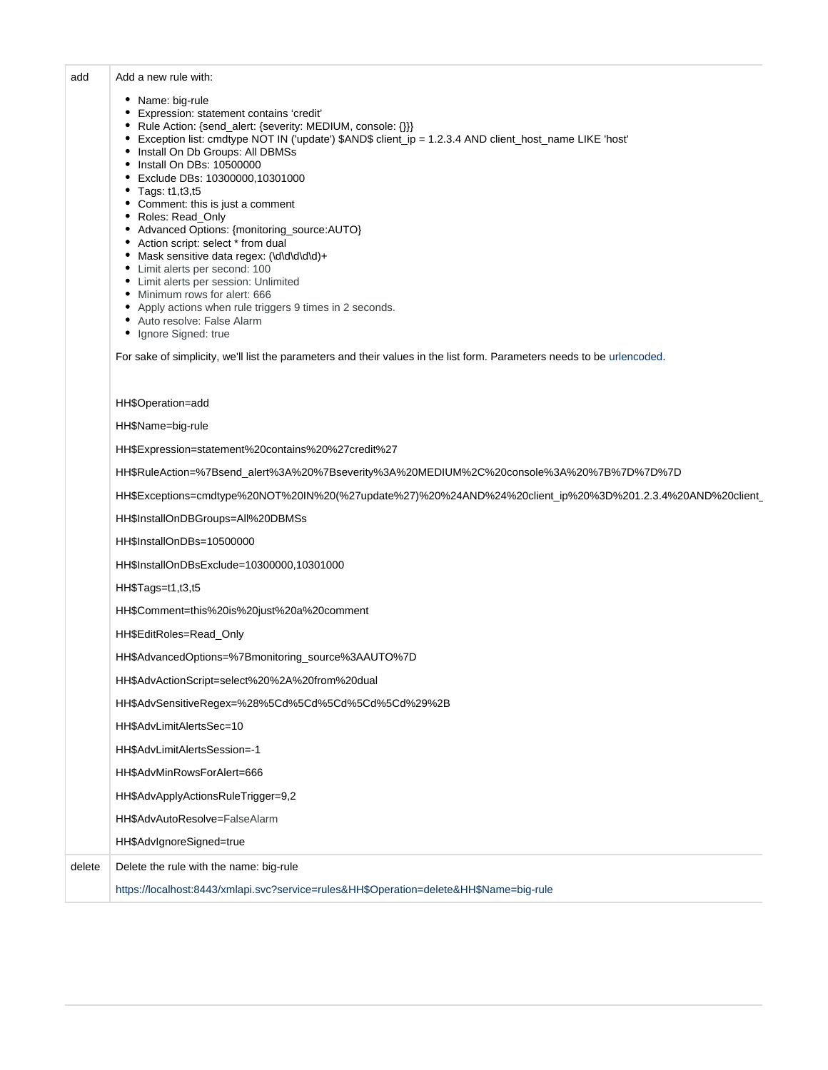| | |
|---|---|
| add | Add a new rule with:<br><br>• Name: big-rule<br>• Expression: statement contains 'credit'<br>• Rule Action: {send_alert: {severity: MEDIUM, console: {}}}<br>• Exception list: cmdtype NOT IN ('update') $AND$ client_ip = 1.2.3.4 AND client_host_name LIKE 'host'<br>• Install On Db Groups: All DBMSs<br>• Install On DBs: 10500000<br>• Exclude DBs: 10300000,10301000<br>• Tags: t1,t3,t5<br>• Comment: this is just a comment<br>• Roles: Read_Only<br>• Advanced Options: {monitoring_source:AUTO}<br>• Action script: select * from dual<br>• Mask sensitive data regex: (\d\d\d\d\d)+<br>• Limit alerts per second: 100<br>• Limit alerts per session: Unlimited<br>• Minimum rows for alert: 666<br>• Apply actions when rule triggers 9 times in 2 seconds.<br>• Auto resolve: False Alarm<br>• Ignore Signed: true<br><br>For sake of simplicity, we'll list the parameters and their values in the list form. Parameters needs to be urlencoded.<br><br>HH$Operation=add<br><br>HH$Name=big-rule<br><br>HH$Expression=statement%20contains%20%27credit%27<br><br>HH$RuleAction=%7Bsend_alert%3A%20%7Bseverity%3A%20MEDIUM%2C%20console%3A%20%7B%7D%7D%7D<br><br>HH$Exceptions=cmdtype%20NOT%20IN%20(%27update%27)%20%24AND%24%20client_ip%20%3D%201.2.3.4%20AND%20client_<br><br>HH$InstallOnDBGroups=All%20DBMSs<br><br>HH$InstallOnDBs=10500000<br><br>HH$InstallOnDBsExclude=10300000,10301000<br><br>HH$Tags=t1,t3,t5<br><br>HH$Comment=this%20is%20just%20a%20comment<br><br>HH$EditRoles=Read_Only<br><br>HH$AdvancedOptions=%7Bmonitoring_source%3AAUTO%7D<br><br>HH$AdvActionScript=select%20%2A%20from%20dual<br><br>HH$AdvSensitiveRegex=%28%5Cd%5Cd%5Cd%5Cd%5Cd%29%2B<br><br>HH$AdvLimitAlertsSec=10<br><br>HH$AdvLimitAlertsSession=-1<br><br>HH$AdvMinRowsForAlert=666<br><br>HH$AdvApplyActionsRuleTrigger=9,2<br><br>HH$AdvAutoResolve=FalseAlarm<br><br>HH$AdvIgnoreSigned=true |
| delete | Delete the rule with the name: big-rule<br><br>https://localhost:8443/xmlapi.svc?service=rules&HH$Operation=delete&HH$Name=big-rule |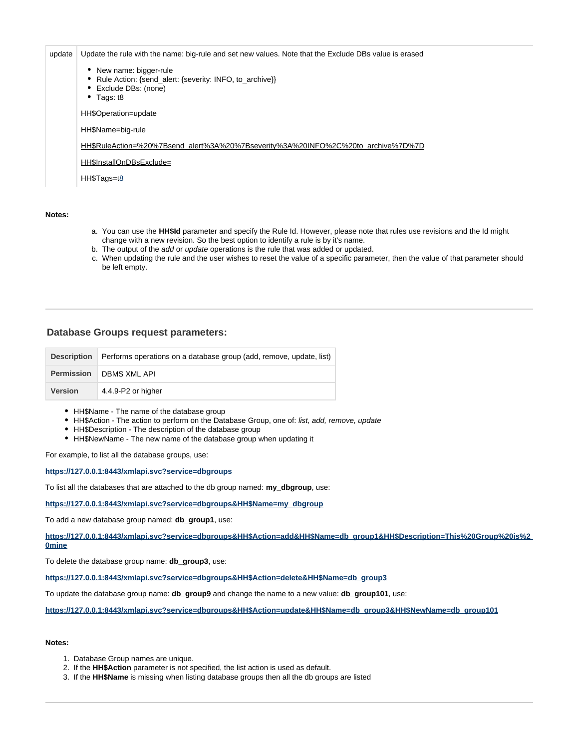| | |
|---|---|
| update | Update the rule with the name: big-rule and set new values. Note that the Exclude DBs value is erased<br><br>• New name: bigger-rule<br>• Rule Action: {send_alert: {severity: INFO, to_archive}}<br>• Exclude DBs: (none)<br>• Tags: t8<br><br>HH$Operation=update<br><br>HH$Name=big-rule<br><br>HH$RuleAction=%20%7Bsend_alert%3A%20%7Bseverity%3A%20INFO%2C%20to_archive%7D%7D<br><br>HH$InstallOnDBsExclude=<br><br>HH$Tags=t8 |

**Notes:**

a. You can use the **HH$Id** parameter and specify the Rule Id. However, please note that rules use revisions and the Id might change with a new revision. So the best option to identify a rule is by it's name.
b. The output of the *add* or *update* operations is the rule that was added or updated.
c. When updating the rule and the user wishes to reset the value of a specific parameter, then the value of that parameter should be left empty.

---

## Database Groups request parameters:

| | |
|---|---|
| **Description** | Performs operations on a database group (add, remove, update, list) |
| **Permission** | DBMS XML API |
| **Version** | 4.4.9-P2 or higher |

- HH$Name - The name of the database group
- HH$Action - The action to perform on the Database Group, one of: *list, add, remove, update*
- HH$Description - The description of the database group
- HH$NewName - The new name of the database group when updating it

For example, to list all the database groups, use:

**https://127.0.0.1:8443/xmlapi.svc?service=dbgroups**

To list all the databases that are attached to the db group named: **my_dbgroup**, use:

**https://127.0.0.1:8443/xmlapi.svc?service=dbgroups&HH$Name=my_dbgroup**

To add a new database group named: **db_group1**, use:

**https://127.0.0.1:8443/xmlapi.svc?service=dbgroups&HH$Action=add&HH$Name=db_group1&HH$Description=This%20Group%20is%20mine**

To delete the database group name: **db_group3**, use:

**https://127.0.0.1:8443/xmlapi.svc?service=dbgroups&HH$Action=delete&HH$Name=db_group3**

To update the database group name: **db_group9** and change the name to a new value: **db_group101**, use:

**https://127.0.0.1:8443/xmlapi.svc?service=dbgroups&HH$Action=update&HH$Name=db_group3&HH$NewName=db_group101**

**Notes:**

1. Database Group names are unique.
2. If the **HH$Action** parameter is not specified, the list action is used as default.
3. If the **HH$Name** is missing when listing database groups then all the db groups are listed